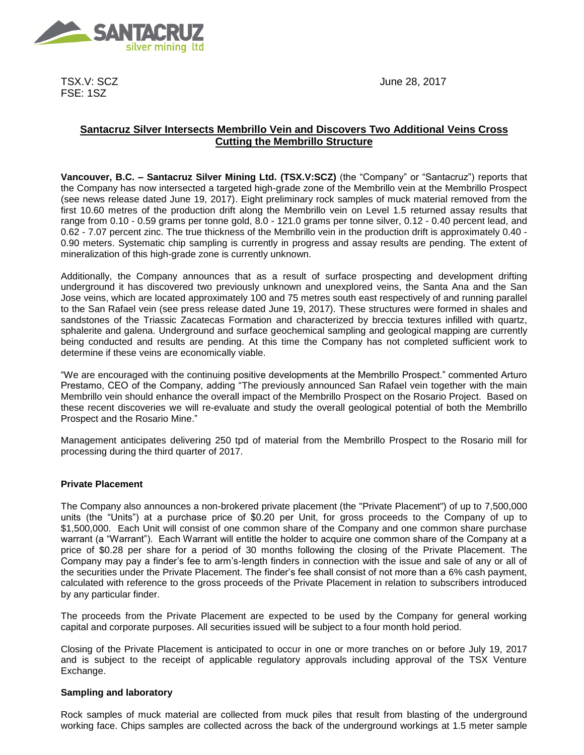TSX.V: SCZ
FSE: 1SZ

June 28, 2017

**Santacruz Silver Intersects Membrillo Vein and Discovers Two Additional Veins Cross Cutting the Membrillo Structure**

**Vancouver, B.C. – Santacruz Silver Mining Ltd. (TSX.V:SCZ)** (the "Company" or "Santacruz") reports that the Company has now intersected a targeted high-grade zone of the Membrillo vein at the Membrillo Prospect (see news release dated June 19, 2017). Eight preliminary rock samples of muck material removed from the first 10.60 metres of the production drift along the Membrillo vein on Level 1.5 returned assay results that range from 0.10 - 0.59 grams per tonne gold, 8.0 - 121.0 grams per tonne silver, 0.12 - 0.40 percent lead, and 0.62 - 7.07 percent zinc. The true thickness of the Membrillo vein in the production drift is approximately 0.40 - 0.90 meters. Systematic chip sampling is currently in progress and assay results are pending. The extent of mineralization of this high-grade zone is currently unknown.

Additionally, the Company announces that as a result of surface prospecting and development drifting underground it has discovered two previously unknown and unexplored veins, the Santa Ana and the San Jose veins, which are located approximately 100 and 75 metres south east respectively of and running parallel to the San Rafael vein (see press release dated June 19, 2017). These structures were formed in shales and sandstones of the Triassic Zacatecas Formation and characterized by breccia textures infilled with quartz, sphalerite and galena. Underground and surface geochemical sampling and geological mapping are currently being conducted and results are pending. At this time the Company has not completed sufficient work to determine if these veins are economically viable.

"We are encouraged with the continuing positive developments at the Membrillo Prospect." commented Arturo Prestamo, CEO of the Company, adding "The previously announced San Rafael vein together with the main Membrillo vein should enhance the overall impact of the Membrillo Prospect on the Rosario Project. Based on these recent discoveries we will re-evaluate and study the overall geological potential of both the Membrillo Prospect and the Rosario Mine."

Management anticipates delivering 250 tpd of material from the Membrillo Prospect to the Rosario mill for processing during the third quarter of 2017.

**Private Placement**

The Company also announces a non-brokered private placement (the "Private Placement") of up to 7,500,000 units (the "Units") at a purchase price of $0.20 per Unit, for gross proceeds to the Company of up to $1,500,000. Each Unit will consist of one common share of the Company and one common share purchase warrant (a "Warrant"). Each Warrant will entitle the holder to acquire one common share of the Company at a price of $0.28 per share for a period of 30 months following the closing of the Private Placement. The Company may pay a finder's fee to arm's-length finders in connection with the issue and sale of any or all of the securities under the Private Placement. The finder's fee shall consist of not more than a 6% cash payment, calculated with reference to the gross proceeds of the Private Placement in relation to subscribers introduced by any particular finder.

The proceeds from the Private Placement are expected to be used by the Company for general working capital and corporate purposes. All securities issued will be subject to a four month hold period.

Closing of the Private Placement is anticipated to occur in one or more tranches on or before July 19, 2017 and is subject to the receipt of applicable regulatory approvals including approval of the TSX Venture Exchange.

**Sampling and laboratory**

Rock samples of muck material are collected from muck piles that result from blasting of the underground working face. Chips samples are collected across the back of the underground workings at 1.5 meter sample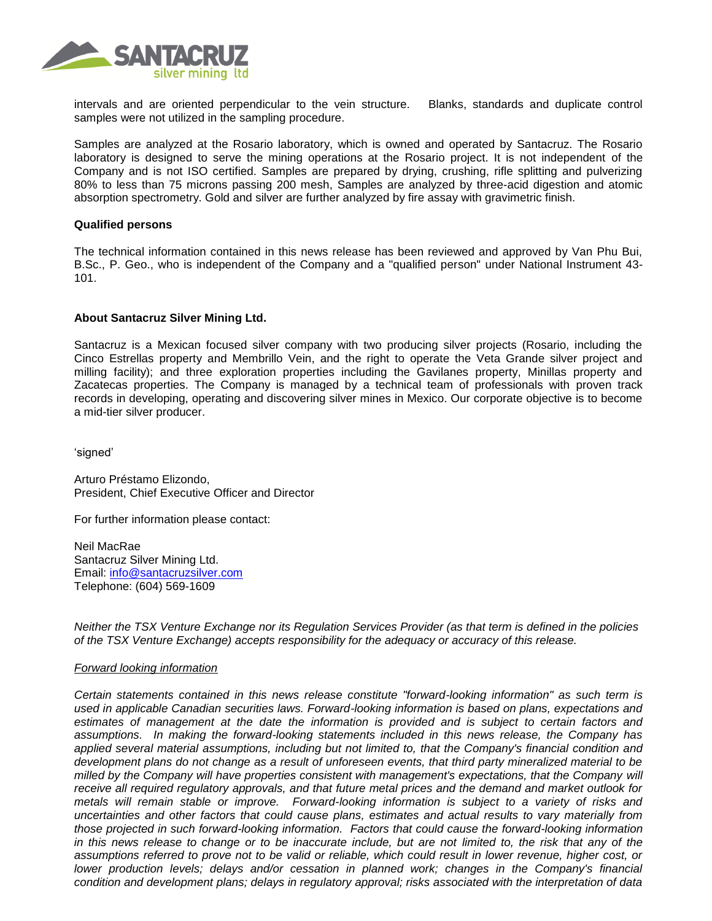intervals and are oriented perpendicular to the vein structure. Blanks, standards and duplicate control samples were not utilized in the sampling procedure.

Samples are analyzed at the Rosario laboratory, which is owned and operated by Santacruz. The Rosario laboratory is designed to serve the mining operations at the Rosario project. It is not independent of the Company and is not ISO certified. Samples are prepared by drying, crushing, rifle splitting and pulverizing 80% to less than 75 microns passing 200 mesh, Samples are analyzed by three-acid digestion and atomic absorption spectrometry. Gold and silver are further analyzed by fire assay with gravimetric finish.

**Qualified persons**

The technical information contained in this news release has been reviewed and approved by Van Phu Bui, B.Sc., P. Geo., who is independent of the Company and a "qualified person" under National Instrument 43-101.

**About Santacruz Silver Mining Ltd.**

Santacruz is a Mexican focused silver company with two producing silver projects (Rosario, including the Cinco Estrellas property and Membrillo Vein, and the right to operate the Veta Grande silver project and milling facility); and three exploration properties including the Gavilanes property, Minillas property and Zacatecas properties. The Company is managed by a technical team of professionals with proven track records in developing, operating and discovering silver mines in Mexico. Our corporate objective is to become a mid-tier silver producer.

'signed'

Arturo Préstamo Elizondo,
President, Chief Executive Officer and Director

For further information please contact:

Neil MacRae
Santacruz Silver Mining Ltd.
Email: info@santacruzsilver.com
Telephone: (604) 569-1609

*Neither the TSX Venture Exchange nor its Regulation Services Provider (as that term is defined in the policies of the TSX Venture Exchange) accepts responsibility for the adequacy or accuracy of this release.*

*Forward looking information*

*Certain statements contained in this news release constitute "forward-looking information" as such term is used in applicable Canadian securities laws. Forward-looking information is based on plans, expectations and estimates of management at the date the information is provided and is subject to certain factors and assumptions. In making the forward-looking statements included in this news release, the Company has applied several material assumptions, including but not limited to, that the Company's financial condition and development plans do not change as a result of unforeseen events, that third party mineralized material to be milled by the Company will have properties consistent with management's expectations, that the Company will receive all required regulatory approvals, and that future metal prices and the demand and market outlook for metals will remain stable or improve. Forward-looking information is subject to a variety of risks and uncertainties and other factors that could cause plans, estimates and actual results to vary materially from those projected in such forward-looking information. Factors that could cause the forward-looking information in this news release to change or to be inaccurate include, but are not limited to, the risk that any of the assumptions referred to prove not to be valid or reliable, which could result in lower revenue, higher cost, or lower production levels; delays and/or cessation in planned work; changes in the Company's financial condition and development plans; delays in regulatory approval; risks associated with the interpretation of data*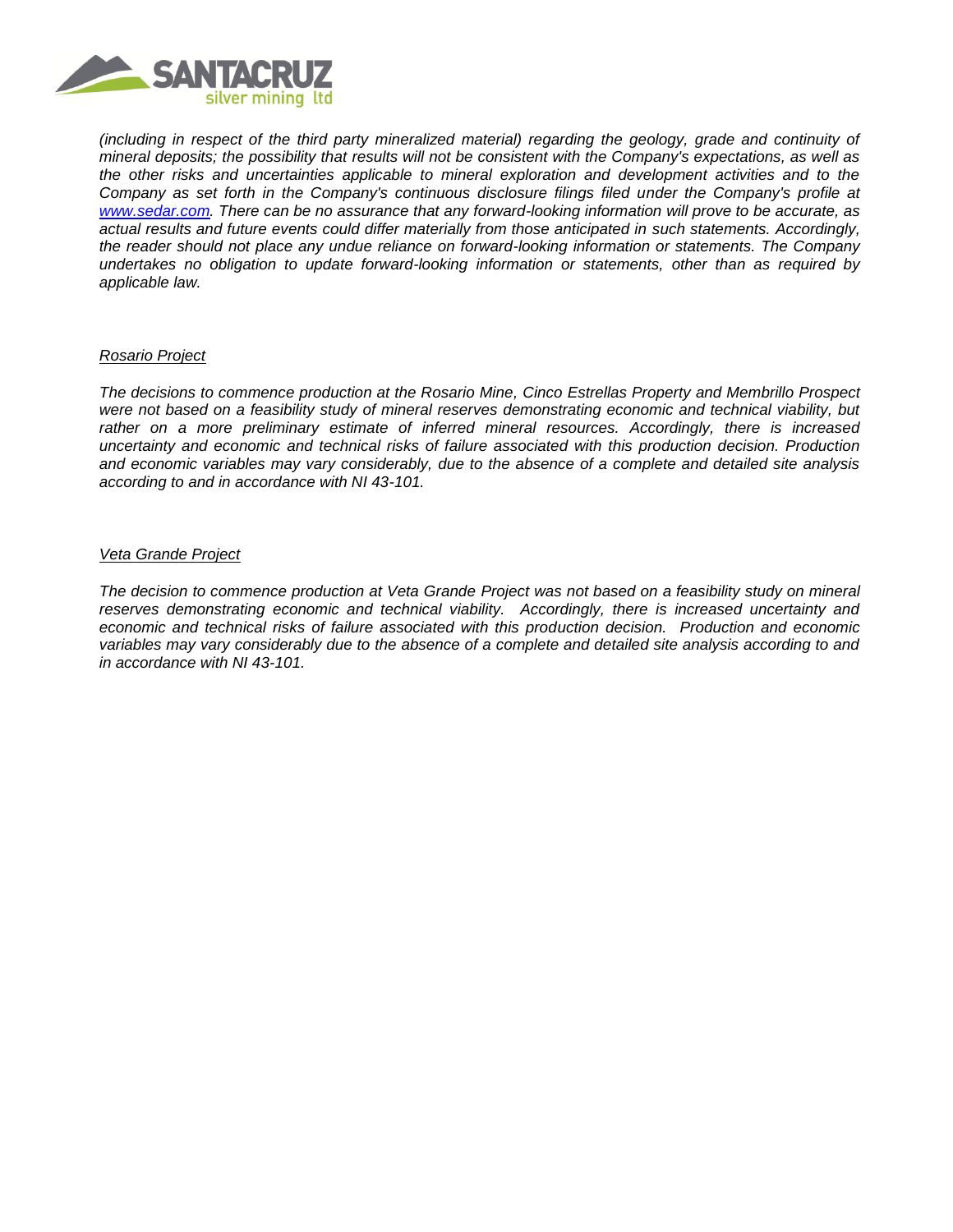*(including in respect of the third party mineralized material) regarding the geology, grade and continuity of mineral deposits; the possibility that results will not be consistent with the Company's expectations, as well as the other risks and uncertainties applicable to mineral exploration and development activities and to the Company as set forth in the Company's continuous disclosure filings filed under the Company's profile at [www.sedar.com](http://www.sedar.com). There can be no assurance that any forward-looking information will prove to be accurate, as actual results and future events could differ materially from those anticipated in such statements. Accordingly, the reader should not place any undue reliance on forward-looking information or statements. The Company undertakes no obligation to update forward-looking information or statements, other than as required by applicable law.*

*<u>Rosario Project</u>*

*The decisions to commence production at the Rosario Mine, Cinco Estrellas Property and Membrillo Prospect were not based on a feasibility study of mineral reserves demonstrating economic and technical viability, but rather on a more preliminary estimate of inferred mineral resources. Accordingly, there is increased uncertainty and economic and technical risks of failure associated with this production decision. Production and economic variables may vary considerably, due to the absence of a complete and detailed site analysis according to and in accordance with NI 43-101.*

*<u>Veta Grande Project</u>*

*The decision to commence production at Veta Grande Project was not based on a feasibility study on mineral reserves demonstrating economic and technical viability. Accordingly, there is increased uncertainty and economic and technical risks of failure associated with this production decision. Production and economic variables may vary considerably due to the absence of a complete and detailed site analysis according to and in accordance with NI 43-101.*